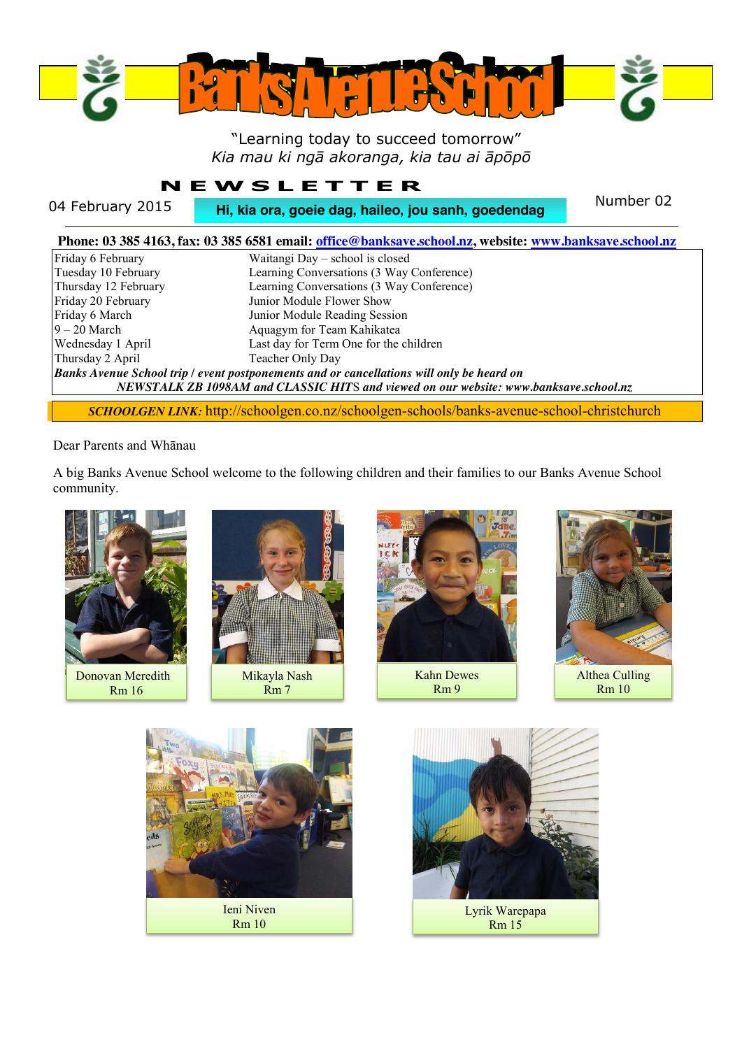# Banks Avenue School

"Learning today to succeed tomorrow"
*Kia mau ki ngā akoranga, kia tau ai āpōpō*

## NEWSLETTER

04 February 2015

**Hi, kia ora, goeie dag, haileo, jou sanh, goedendag**

Number 02

**Phone: 03 385 4163, fax: 03 385 6581 email: office@banksave.school.nz, website: www.banksave.school.nz**

| | |
|---|---|
| Friday 6 February | Waitangi Day – school is closed |
| Tuesday 10 February | Learning Conversations (3 Way Conference) |
| Thursday 12 February | Learning Conversations (3 Way Conference) |
| Friday 20 February | Junior Module Flower Show |
| Friday 6 March | Junior Module Reading Session |
| 9 – 20 March | Aquagym for Team Kahikatea |
| Wednesday 1 April | Last day for Term One for the children |
| Thursday 2 April | Teacher Only Day |

***Banks Avenue School trip / event postponements and or cancellations will only be heard on NEWSTALK ZB 1098AM and CLASSIC HITS and viewed on our website: www.banksave.school.nz***

***SCHOOLGEN LINK:*** http://schoolgen.co.nz/schoolgen-schools/banks-avenue-school-christchurch

Dear Parents and Whānau

A big Banks Avenue School welcome to the following children and their families to our Banks Avenue School community.

Donovan Meredith
Rm 16

Mikayla Nash
Rm 7

Kahn Dewes
Rm 9

Althea Culling
Rm 10

Ieni Niven
Rm 10

Lyrik Warepapa
Rm 15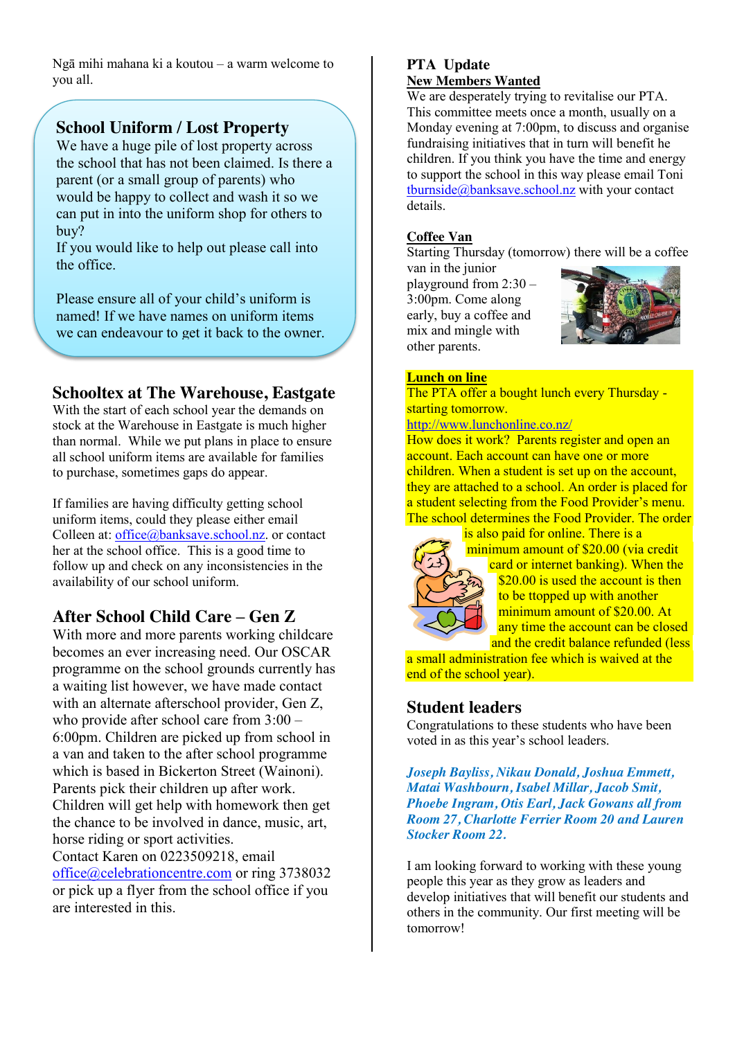Ngā mihi mahana ki a koutou – a warm welcome to you all.

## School Uniform / Lost Property

We have a huge pile of lost property across the school that has not been claimed. Is there a parent (or a small group of parents) who would be happy to collect and wash it so we can put in into the uniform shop for others to buy?

If you would like to help out please call into the office.

Please ensure all of your child's uniform is named! If we have names on uniform items we can endeavour to get it back to the owner.

## Schooltex at The Warehouse, Eastgate

With the start of each school year the demands on stock at the Warehouse in Eastgate is much higher than normal. While we put plans in place to ensure all school uniform items are available for families to purchase, sometimes gaps do appear.

If families are having difficulty getting school uniform items, could they please either email Colleen at: office@banksave.school.nz. or contact her at the school office. This is a good time to follow up and check on any inconsistencies in the availability of our school uniform.

## After School Child Care – Gen Z

With more and more parents working childcare becomes an ever increasing need. Our OSCAR programme on the school grounds currently has a waiting list however, we have made contact with an alternate afterschool provider, Gen Z, who provide after school care from 3:00 – 6:00pm. Children are picked up from school in a van and taken to the after school programme which is based in Bickerton Street (Wainoni). Parents pick their children up after work. Children will get help with homework then get the chance to be involved in dance, music, art, horse riding or sport activities.

Contact Karen on 0223509218, email office@celebrationcentre.com or ring 3738032 or pick up a flyer from the school office if you are interested in this.

## PTA Update

**New Members Wanted**

We are desperately trying to revitalise our PTA. This committee meets once a month, usually on a Monday evening at 7:00pm, to discuss and organise fundraising initiatives that in turn will benefit he children. If you think you have the time and energy to support the school in this way please email Toni tburnside@banksave.school.nz with your contact details.

**Coffee Van**

Starting Thursday (tomorrow) there will be a coffee van in the junior playground from 2:30 – 3:00pm. Come along early, buy a coffee and mix and mingle with other parents.

**Lunch on line**

The PTA offer a bought lunch every Thursday - starting tomorrow.

http://www.lunchonline.co.nz/

How does it work? Parents register and open an account. Each account can have one or more children. When a student is set up on the account, they are attached to a school. An order is placed for a student selecting from the Food Provider's menu. The school determines the Food Provider. The order is also paid for online. There is a minimum amount of $20.00 (via credit card or internet banking). When the $20.00 is used the account is then to be ttopped up with another minimum amount of $20.00. At any time the account can be closed and the credit balance refunded (less a small administration fee which is waived at the end of the school year).

## Student leaders

Congratulations to these students who have been voted in as this year's school leaders.

***Joseph Bayliss, Nikau Donald, Joshua Emmett, Matai Washbourn, Isabel Millar, Jacob Smit, Phoebe Ingram, Otis Earl, Jack Gowans all from Room 27, Charlotte Ferrier Room 20 and Lauren Stocker Room 22.***

I am looking forward to working with these young people this year as they grow as leaders and develop initiatives that will benefit our students and others in the community. Our first meeting will be tomorrow!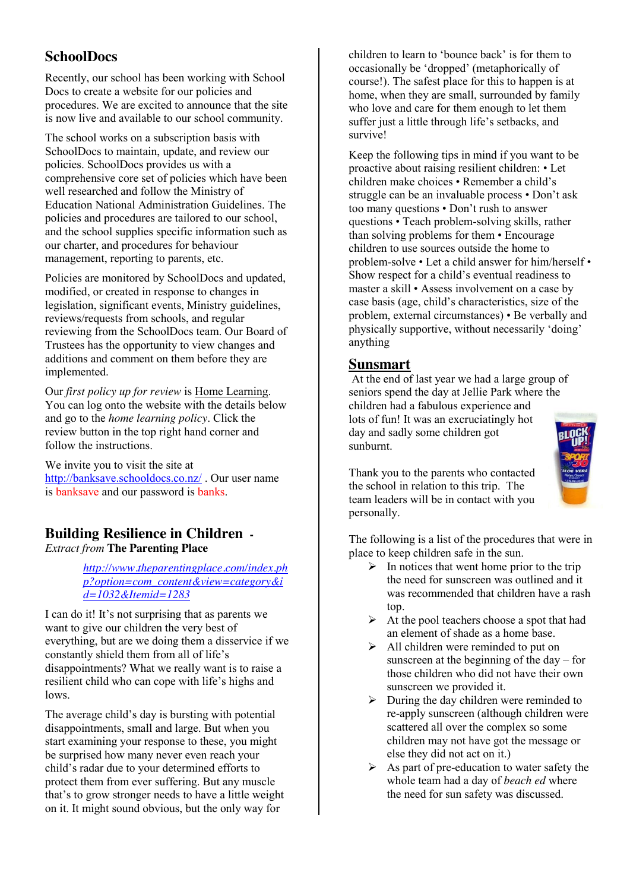## SchoolDocs

Recently, our school has been working with School Docs to create a website for our policies and procedures. We are excited to announce that the site is now live and available to our school community.

The school works on a subscription basis with SchoolDocs to maintain, update, and review our policies. SchoolDocs provides us with a comprehensive core set of policies which have been well researched and follow the Ministry of Education National Administration Guidelines. The policies and procedures are tailored to our school, and the school supplies specific information such as our charter, and procedures for behaviour management, reporting to parents, etc.

Policies are monitored by SchoolDocs and updated, modified, or created in response to changes in legislation, significant events, Ministry guidelines, reviews/requests from schools, and regular reviewing from the SchoolDocs team. Our Board of Trustees has the opportunity to view changes and additions and comment on them before they are implemented.

Our *first policy up for review* is Home Learning. You can log onto the website with the details below and go to the *home learning policy*. Click the review button in the top right hand corner and follow the instructions.

We invite you to visit the site at http://banksave.schooldocs.co.nz/ . Our user name is banksave and our password is banks.

## Building Resilience in Children -

*Extract from* **The Parenting Place**

*http://www.theparentingplace.com/index.php?option=com_content&view=category&id=1032&Itemid=1283*

I can do it! It's not surprising that as parents we want to give our children the very best of everything, but are we doing them a disservice if we constantly shield them from all of life's disappointments? What we really want is to raise a resilient child who can cope with life's highs and lows.

The average child's day is bursting with potential disappointments, small and large. But when you start examining your response to these, you might be surprised how many never even reach your child's radar due to your determined efforts to protect them from ever suffering. But any muscle that's to grow stronger needs to have a little weight on it. It might sound obvious, but the only way for children to learn to 'bounce back' is for them to occasionally be 'dropped' (metaphorically of course!). The safest place for this to happen is at home, when they are small, surrounded by family who love and care for them enough to let them suffer just a little through life's setbacks, and survive!

Keep the following tips in mind if you want to be proactive about raising resilient children: • Let children make choices • Remember a child's struggle can be an invaluable process • Don't ask too many questions • Don't rush to answer questions • Teach problem-solving skills, rather than solving problems for them • Encourage children to use sources outside the home to problem-solve • Let a child answer for him/herself • Show respect for a child's eventual readiness to master a skill • Assess involvement on a case by case basis (age, child's characteristics, size of the problem, external circumstances) • Be verbally and physically supportive, without necessarily 'doing' anything

## Sunsmart

At the end of last year we had a large group of seniors spend the day at Jellie Park where the children had a fabulous experience and lots of fun! It was an excruciatingly hot day and sadly some children got sunburnt.

Thank you to the parents who contacted the school in relation to this trip. The team leaders will be in contact with you personally.

The following is a list of the procedures that were in place to keep children safe in the sun.

- In notices that went home prior to the trip the need for sunscreen was outlined and it was recommended that children have a rash top.
- At the pool teachers choose a spot that had an element of shade as a home base.
- All children were reminded to put on sunscreen at the beginning of the day – for those children who did not have their own sunscreen we provided it.
- During the day children were reminded to re-apply sunscreen (although children were scattered all over the complex so some children may not have got the message or else they did not act on it.)
- As part of pre-education to water safety the whole team had a day of *beach ed* where the need for sun safety was discussed.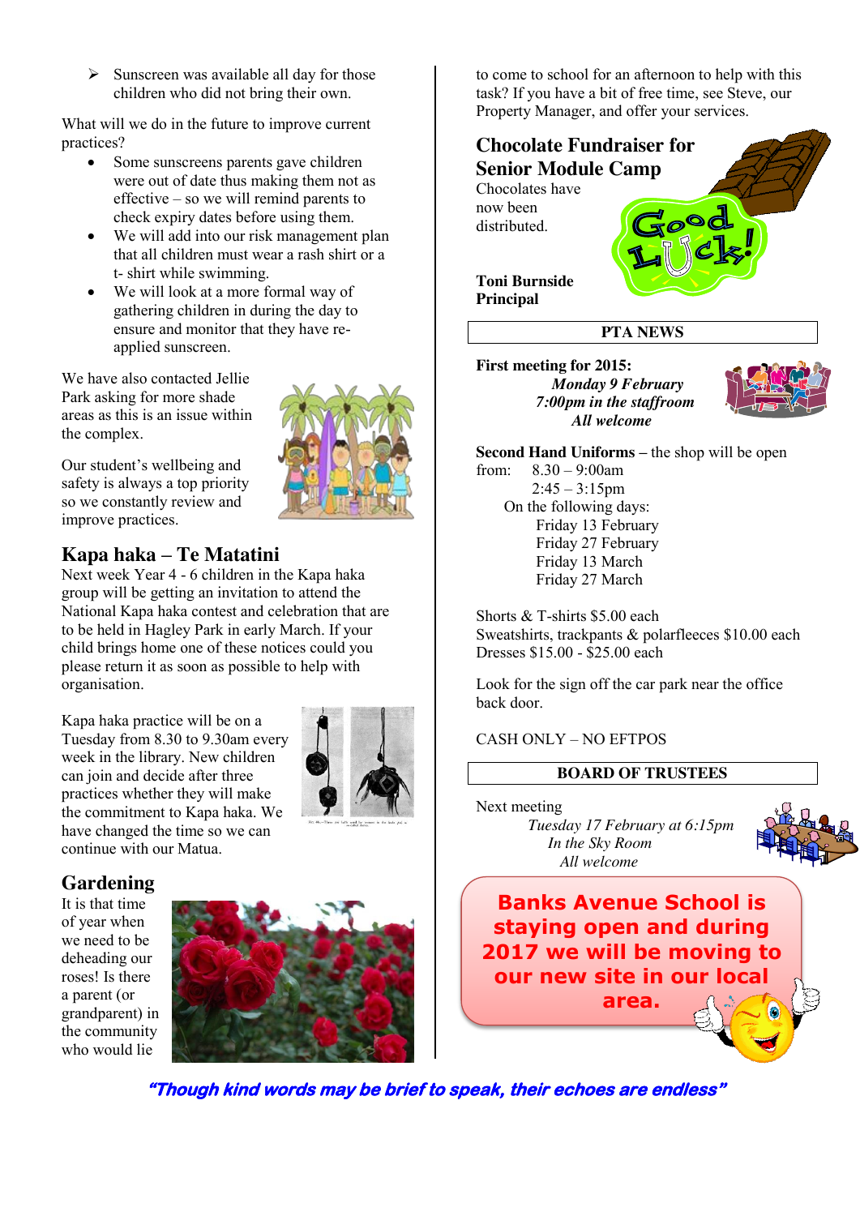- Sunscreen was available all day for those children who did not bring their own.

What will we do in the future to improve current practices?

- Some sunscreens parents gave children were out of date thus making them not as effective – so we will remind parents to check expiry dates before using them.
- We will add into our risk management plan that all children must wear a rash shirt or a t- shirt while swimming.
- We will look at a more formal way of gathering children in during the day to ensure and monitor that they have re-applied sunscreen.

We have also contacted Jellie Park asking for more shade areas as this is an issue within the complex.

Our student's wellbeing and safety is always a top priority so we constantly review and improve practices.

## Kapa haka – Te Matatini

Next week Year 4 - 6 children in the Kapa haka group will be getting an invitation to attend the National Kapa haka contest and celebration that are to be held in Hagley Park in early March. If your child brings home one of these notices could you please return it as soon as possible to help with organisation.

Kapa haka practice will be on a Tuesday from 8.30 to 9.30am every week in the library. New children can join and decide after three practices whether they will make the commitment to Kapa haka. We have changed the time so we can continue with our Matua.

## Gardening

It is that time of year when we need to be deheading our roses! Is there a parent (or grandparent) in the community who would lie to come to school for an afternoon to help with this task? If you have a bit of free time, see Steve, our Property Manager, and offer your services.

## Chocolate Fundraiser for Senior Module Camp

Chocolates have now been distributed.

**Toni Burnside**
**Principal**

## PTA NEWS

**First meeting for 2015:**
*Monday 9 February*
*7:00pm in the staffroom*
*All welcome*

**Second Hand Uniforms** – the shop will be open from: 8.30 – 9:00am
2:45 – 3:15pm
On the following days:
Friday 13 February
Friday 27 February
Friday 13 March
Friday 27 March

Shorts & T-shirts $5.00 each
Sweatshirts, trackpants & polarfleeces $10.00 each
Dresses $15.00 - $25.00 each

Look for the sign off the car park near the office back door.

CASH ONLY – NO EFTPOS

## BOARD OF TRUSTEES

Next meeting
*Tuesday 17 February at 6:15pm*
*In the Sky Room*
*All welcome*

**Banks Avenue School is staying open and during 2017 we will be moving to our new site in our local area.**

***"Though kind words may be brief to speak, their echoes are endless"***